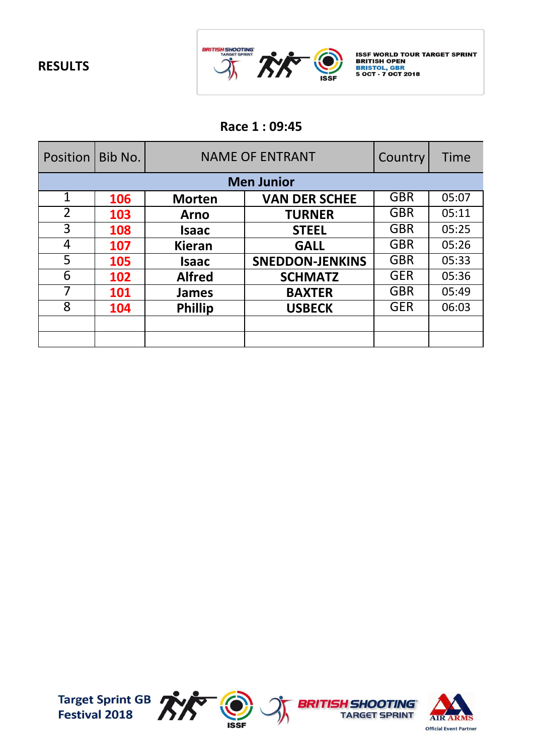# RESULTS

ISSF WORLD TOUR TARGET SPRINT
BRITISH OPEN
BRISTOL, GBR
5 OCT - 7 OCT 2018

## Race 1 : 09:45

| Position | Bib No. | NAME OF ENTRANT | | Country | Time |
|---|---|---|---|---|---|
| **Men Junior** | | | | | |
| 1 | **106** | **Morten** | **VAN DER SCHEE** | GBR | 05:07 |
| 2 | **103** | **Arno** | **TURNER** | GBR | 05:11 |
| 3 | **108** | **Isaac** | **STEEL** | GBR | 05:25 |
| 4 | **107** | **Kieran** | **GALL** | GBR | 05:26 |
| 5 | **105** | **Isaac** | **SNEDDON-JENKINS** | GBR | 05:33 |
| 6 | **102** | **Alfred** | **SCHMATZ** | GER | 05:36 |
| 7 | **101** | **James** | **BAXTER** | GBR | 05:49 |
| 8 | **104** | **Phillip** | **USBECK** | GER | 06:03 |
| | | | | | |
| | | | | | |

Target Sprint GB Festival 2018

BRITISH SHOOTING TARGET SPRINT

AIR ARMS Official Event Partner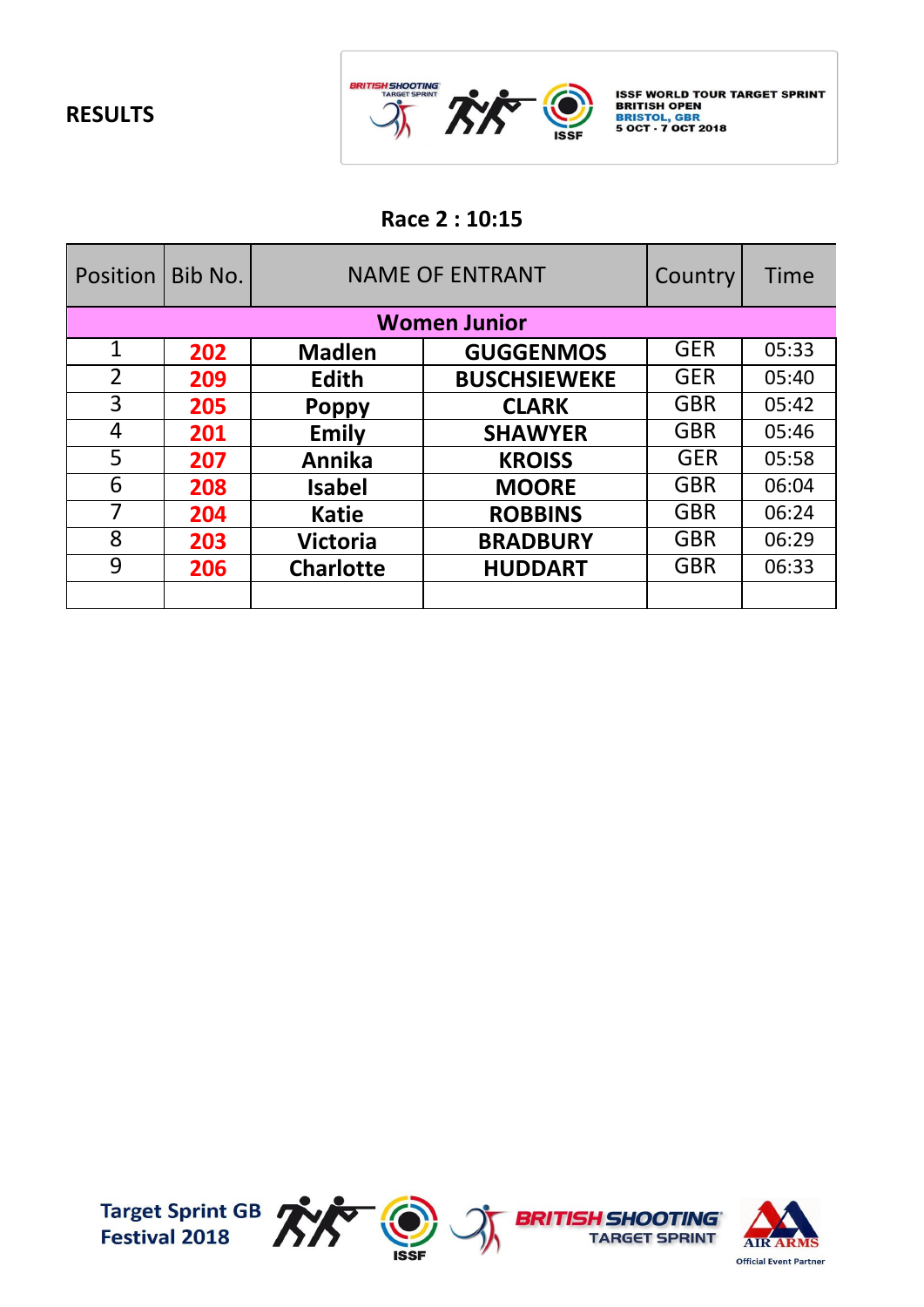**RESULTS**

ISSF WORLD TOUR TARGET SPRINT
BRITISH OPEN
BRISTOL, GBR
5 OCT - 7 OCT 2018

## Race 2 : 10:15

| Position | Bib No. | NAME OF ENTRANT | | Country | Time |
|---|---|---|---|---|---|
| **Women Junior** | | | | | |
| 1 | **202** | **Madlen** | **GUGGENMOS** | GER | 05:33 |
| 2 | **209** | **Edith** | **BUSCHSIEWEKE** | GER | 05:40 |
| 3 | **205** | **Poppy** | **CLARK** | GBR | 05:42 |
| 4 | **201** | **Emily** | **SHAWYER** | GBR | 05:46 |
| 5 | **207** | **Annika** | **KROISS** | GER | 05:58 |
| 6 | **208** | **Isabel** | **MOORE** | GBR | 06:04 |
| 7 | **204** | **Katie** | **ROBBINS** | GBR | 06:24 |
| 8 | **203** | **Victoria** | **BRADBURY** | GBR | 06:29 |
| 9 | **206** | **Charlotte** | **HUDDART** | GBR | 06:33 |
| | | | | | |

Target Sprint GB Festival 2018

BRITISH SHOOTING TARGET SPRINT

AIR ARMS Official Event Partner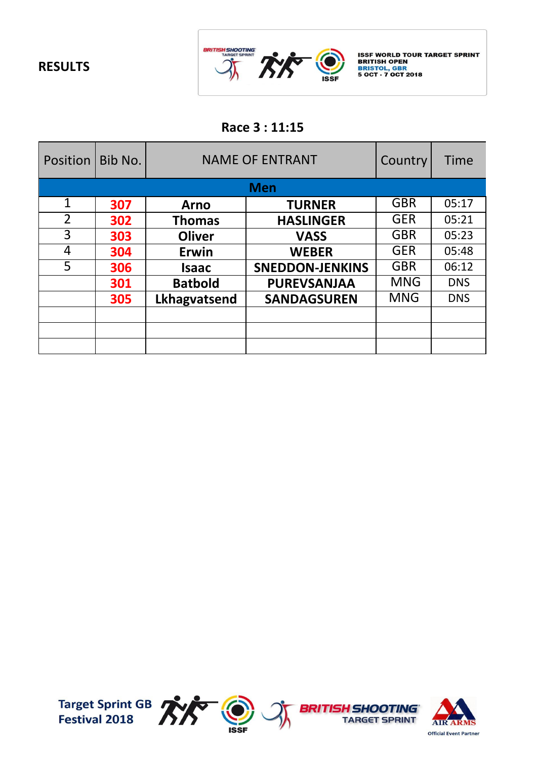**RESULTS**

ISSF WORLD TOUR TARGET SPRINT
BRITISH OPEN
BRISTOL, GBR
5 OCT - 7 OCT 2018

## Race 3 : 11:15

| Position | Bib No. | NAME OF ENTRANT | | Country | Time |
|---|---|---|---|---|---|
| **Men** | | | | | |
| 1 | **307** | **Arno** | **TURNER** | GBR | 05:17 |
| 2 | **302** | **Thomas** | **HASLINGER** | GER | 05:21 |
| 3 | **303** | **Oliver** | **VASS** | GBR | 05:23 |
| 4 | **304** | **Erwin** | **WEBER** | GER | 05:48 |
| 5 | **306** | **Isaac** | **SNEDDON-JENKINS** | GBR | 06:12 |
| | **301** | **Batbold** | **PUREVSANJAA** | MNG | DNS |
| | **305** | **Lkhagvatsend** | **SANDAGSUREN** | MNG | DNS |
| | | | | | |
| | | | | | |
| | | | | | |

Target Sprint GB Festival 2018

BRITISH SHOOTING TARGET SPRINT

AIR ARMS Official Event Partner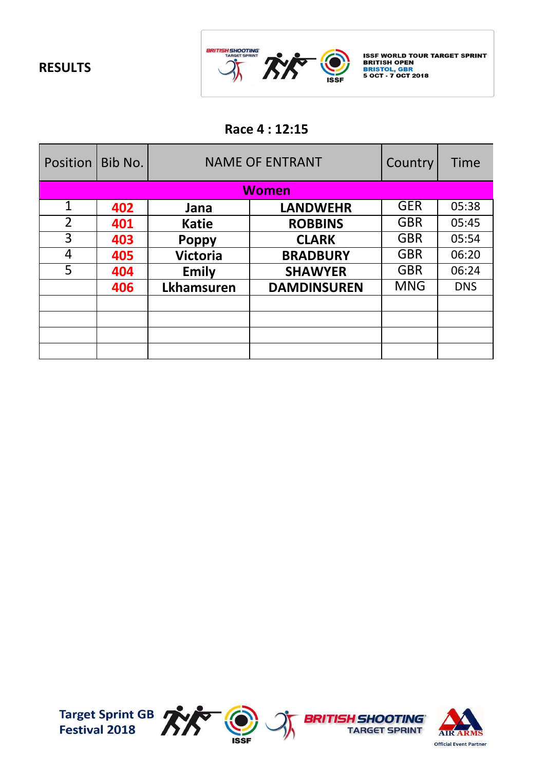**RESULTS**

ISSF WORLD TOUR TARGET SPRINT
BRITISH OPEN
BRISTOL, GBR
5 OCT - 7 OCT 2018

## Race 4 : 12:15

| Position | Bib No. | NAME OF ENTRANT | | Country | Time |
|---|---|---|---|---|---|
| **Women** | | | | | |
| 1 | **402** | **Jana** | **LANDWEHR** | GER | 05:38 |
| 2 | **401** | **Katie** | **ROBBINS** | GBR | 05:45 |
| 3 | **403** | **Poppy** | **CLARK** | GBR | 05:54 |
| 4 | **405** | **Victoria** | **BRADBURY** | GBR | 06:20 |
| 5 | **404** | **Emily** | **SHAWYER** | GBR | 06:24 |
| | **406** | **Lkhamsuren** | **DAMDINSUREN** | MNG | DNS |
| | | | | | |
| | | | | | |
| | | | | | |
| | | | | | |

Target Sprint GB Festival 2018

BRITISH SHOOTING TARGET SPRINT

AIR ARMS Official Event Partner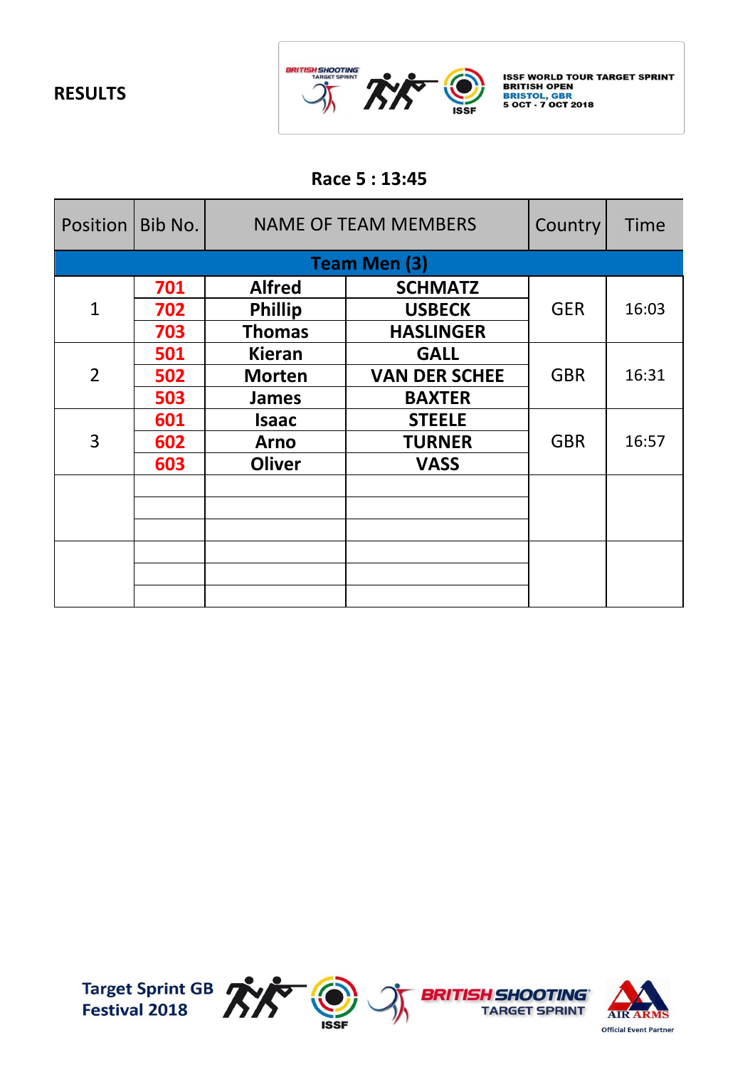**RESULTS**

ISSF WORLD TOUR TARGET SPRINT
BRITISH OPEN
BRISTOL, GBR
5 OCT - 7 OCT 2018

## Race 5 : 13:45

| Position | Bib No. | NAME OF TEAM MEMBERS | | Country | Time |
|---|---|---|---|---|---|
| **Team Men (3)** | | | | | |
| 1 | 701 | Alfred | SCHMATZ | GER | 16:03 |
| | 702 | Phillip | USBECK | | |
| | 703 | Thomas | HASLINGER | | |
| 2 | 501 | Kieran | GALL | GBR | 16:31 |
| | 502 | Morten | VAN DER SCHEE | | |
| | 503 | James | BAXTER | | |
| 3 | 601 | Isaac | STEELE | GBR | 16:57 |
| | 602 | Arno | TURNER | | |
| | 603 | Oliver | VASS | | |

Target Sprint GB Festival 2018

AIR ARMS Official Event Partner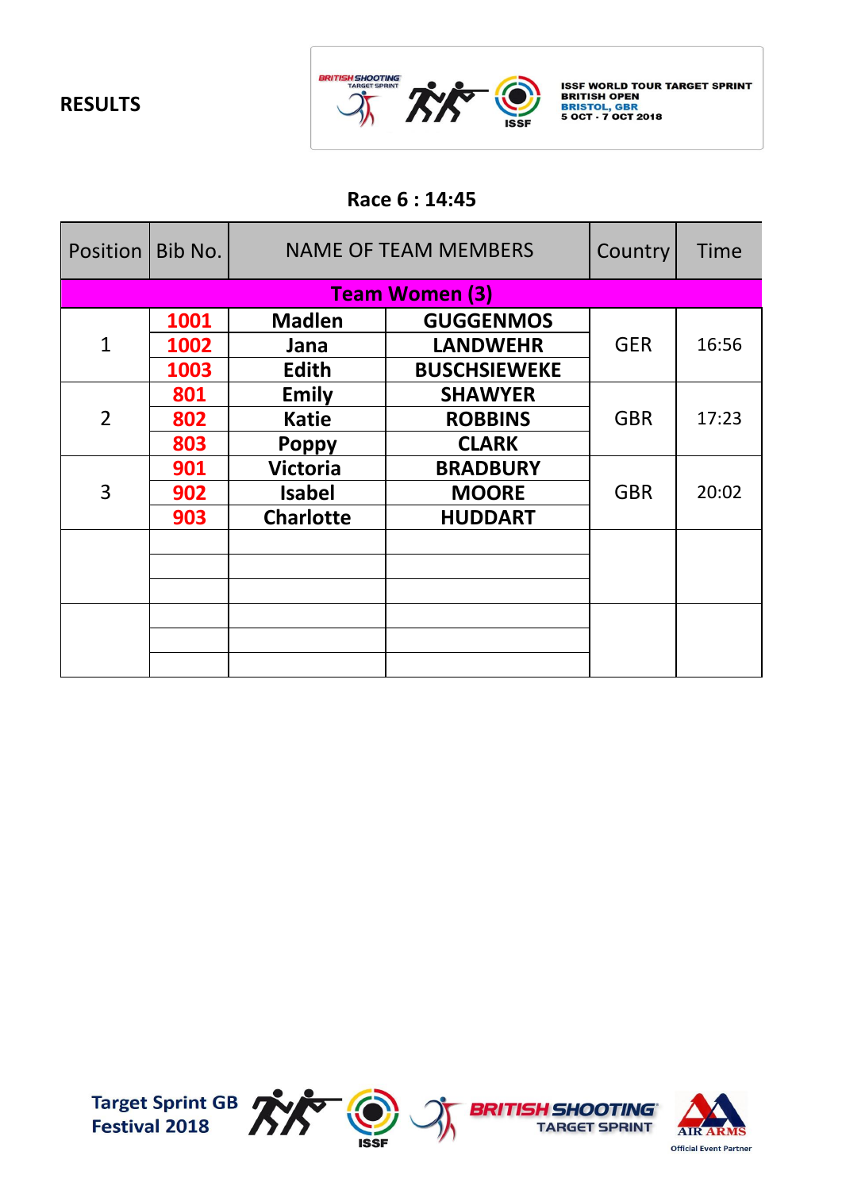# RESULTS

ISSF WORLD TOUR TARGET SPRINT
BRITISH OPEN
BRISTOL, GBR
5 OCT - 7 OCT 2018

## Race 6 : 14:45

| Position | Bib No. | NAME OF TEAM MEMBERS | | Country | Time |
|---|---|---|---|---|---|
| **Team Women (3)** | | | | | |
| 1 | **1001** | **Madlen** | **GUGGENMOS** | GER | 16:56 |
| | **1002** | **Jana** | **LANDWEHR** | | |
| | **1003** | **Edith** | **BUSCHSIEWEKE** | | |
| 2 | **801** | **Emily** | **SHAWYER** | GBR | 17:23 |
| | **802** | **Katie** | **ROBBINS** | | |
| | **803** | **Poppy** | **CLARK** | | |
| 3 | **901** | **Victoria** | **BRADBURY** | GBR | 20:02 |
| | **902** | **Isabel** | **MOORE** | | |
| | **903** | **Charlotte** | **HUDDART** | | |
| | | | | | |
| | | | | | |
| | | | | | |
| | | | | | |
| | | | | | |
| | | | | | |

Target Sprint GB Festival 2018

BRITISH SHOOTING TARGET SPRINT

AIR ARMS Official Event Partner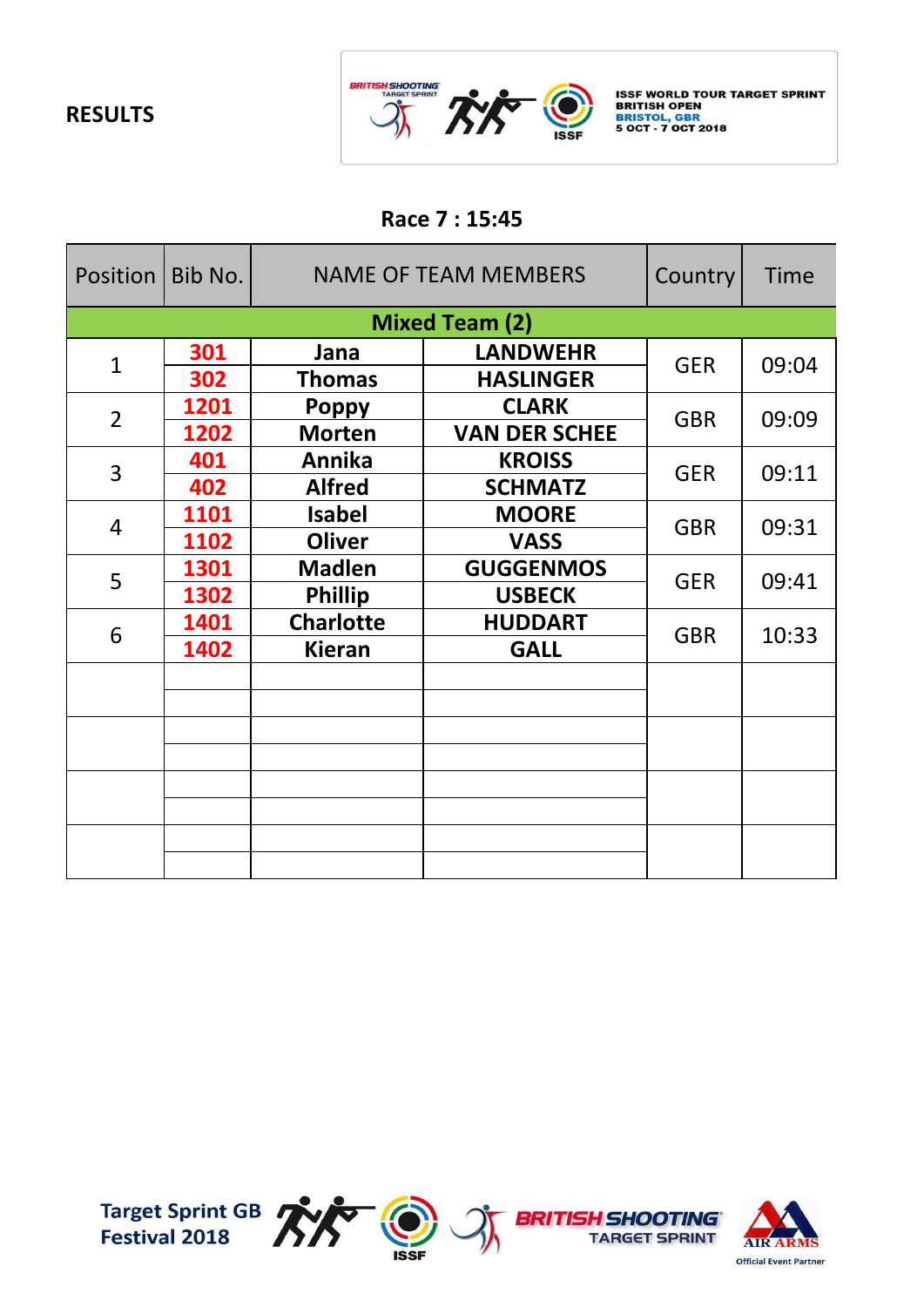**RESULTS**

ISSF WORLD TOUR TARGET SPRINT
BRITISH OPEN
BRISTOL, GBR
5 OCT - 7 OCT 2018

## Race 7 : 15:45

| Position | Bib No. | NAME OF TEAM MEMBERS | | Country | Time |
|---|---|---|---|---|---|
| **Mixed Team (2)** | | | | | |
| 1 | **301** | **Jana** | **LANDWEHR** | GER | 09:04 |
| | **302** | **Thomas** | **HASLINGER** | | |
| 2 | **1201** | **Poppy** | **CLARK** | GBR | 09:09 |
| | **1202** | **Morten** | **VAN DER SCHEE** | | |
| 3 | **401** | **Annika** | **KROISS** | GER | 09:11 |
| | **402** | **Alfred** | **SCHMATZ** | | |
| 4 | **1101** | **Isabel** | **MOORE** | GBR | 09:31 |
| | **1102** | **Oliver** | **VASS** | | |
| 5 | **1301** | **Madlen** | **GUGGENMOS** | GER | 09:41 |
| | **1302** | **Phillip** | **USBECK** | | |
| 6 | **1401** | **Charlotte** | **HUDDART** | GBR | 10:33 |
| | **1402** | **Kieran** | **GALL** | | |
| | | | | | |
| | | | | | |
| | | | | | |
| | | | | | |
| | | | | | |
| | | | | | |
| | | | | | |
| | | | | | |

Target Sprint GB Festival 2018

BRITISH SHOOTING TARGET SPRINT

AIR ARMS Official Event Partner